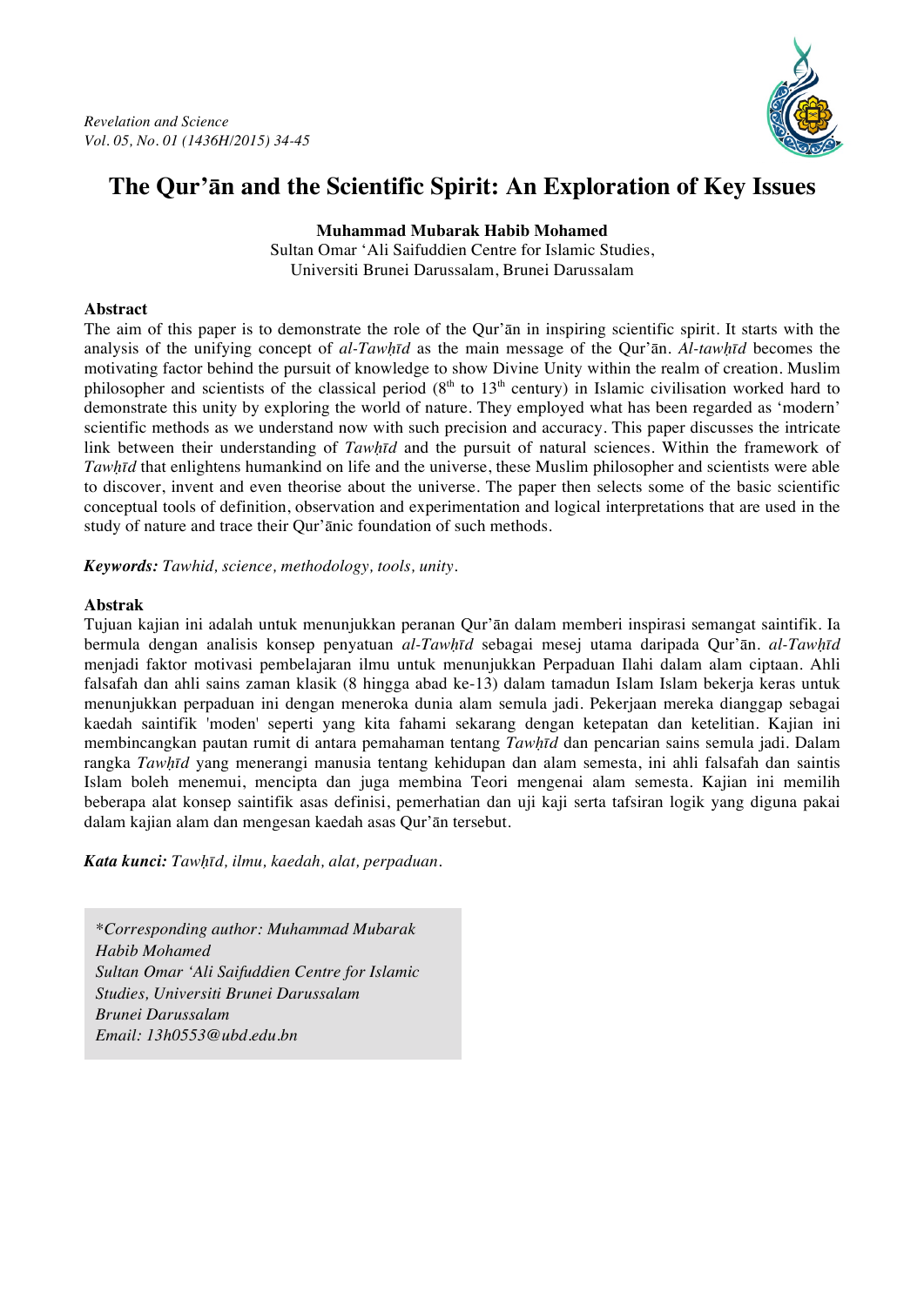# The Qur'ān and the Scientific Spirit: An Exploration of Key Issues

**Muhammad Mubarak Habib Mohamed**

Sultan Omar 'Ali Saifuddien Centre for Islamic Studies,
Universiti Brunei Darussalam, Brunei Darussalam

**Abstract**

The aim of this paper is to demonstrate the role of the Qur'ān in inspiring scientific spirit. It starts with the analysis of the unifying concept of *al-Tawḥīd* as the main message of the Qur'ān. *Al-tawḥīd* becomes the motivating factor behind the pursuit of knowledge to show Divine Unity within the realm of creation. Muslim philosopher and scientists of the classical period (8th to 13th century) in Islamic civilisation worked hard to demonstrate this unity by exploring the world of nature. They employed what has been regarded as 'modern' scientific methods as we understand now with such precision and accuracy. This paper discusses the intricate link between their understanding of *Tawḥīd* and the pursuit of natural sciences. Within the framework of *Tawḥīd* that enlightens humankind on life and the universe, these Muslim philosopher and scientists were able to discover, invent and even theorise about the universe. The paper then selects some of the basic scientific conceptual tools of definition, observation and experimentation and logical interpretations that are used in the study of nature and trace their Qur'ānic foundation of such methods.

***Keywords:*** *Tawhid, science, methodology, tools, unity.*

**Abstrak**

Tujuan kajian ini adalah untuk menunjukkan peranan Qur'ān dalam memberi inspirasi semangat saintifik. Ia bermula dengan analisis konsep penyatuan *al-Tawḥīd* sebagai mesej utama daripada Qur'ān. *al-Tawḥīd* menjadi faktor motivasi pembelajaran ilmu untuk menunjukkan Perpaduan Ilahi dalam alam ciptaan. Ahli falsafah dan ahli sains zaman klasik (8 hingga abad ke-13) dalam tamadun Islam Islam bekerja keras untuk menunjukkan perpaduan ini dengan meneroka dunia alam semula jadi. Pekerjaan mereka dianggap sebagai kaedah saintifik 'moden' seperti yang kita fahami sekarang dengan ketepatan dan ketelitian. Kajian ini membincangkan pautan rumit di antara pemahaman tentang *Tawḥīd* dan pencarian sains semula jadi. Dalam rangka *Tawḥīd* yang menerangi manusia tentang kehidupan dan alam semesta, ini ahli falsafah dan saintis Islam boleh menemui, mencipta dan juga membina Teori mengenai alam semesta. Kajian ini memilih beberapa alat konsep saintifik asas definisi, pemerhatian dan uji kaji serta tafsiran logik yang diguna pakai dalam kajian alam dan mengesan kaedah asas Qur'ān tersebut.

***Kata kunci:*** *Tawḥīd, ilmu, kaedah, alat, perpaduan.*

*\*Corresponding author: Muhammad Mubarak Habib Mohamed*
*Sultan Omar 'Ali Saifuddien Centre for Islamic Studies, Universiti Brunei Darussalam*
*Brunei Darussalam*
*Email: 13h0553@ubd.edu.bn*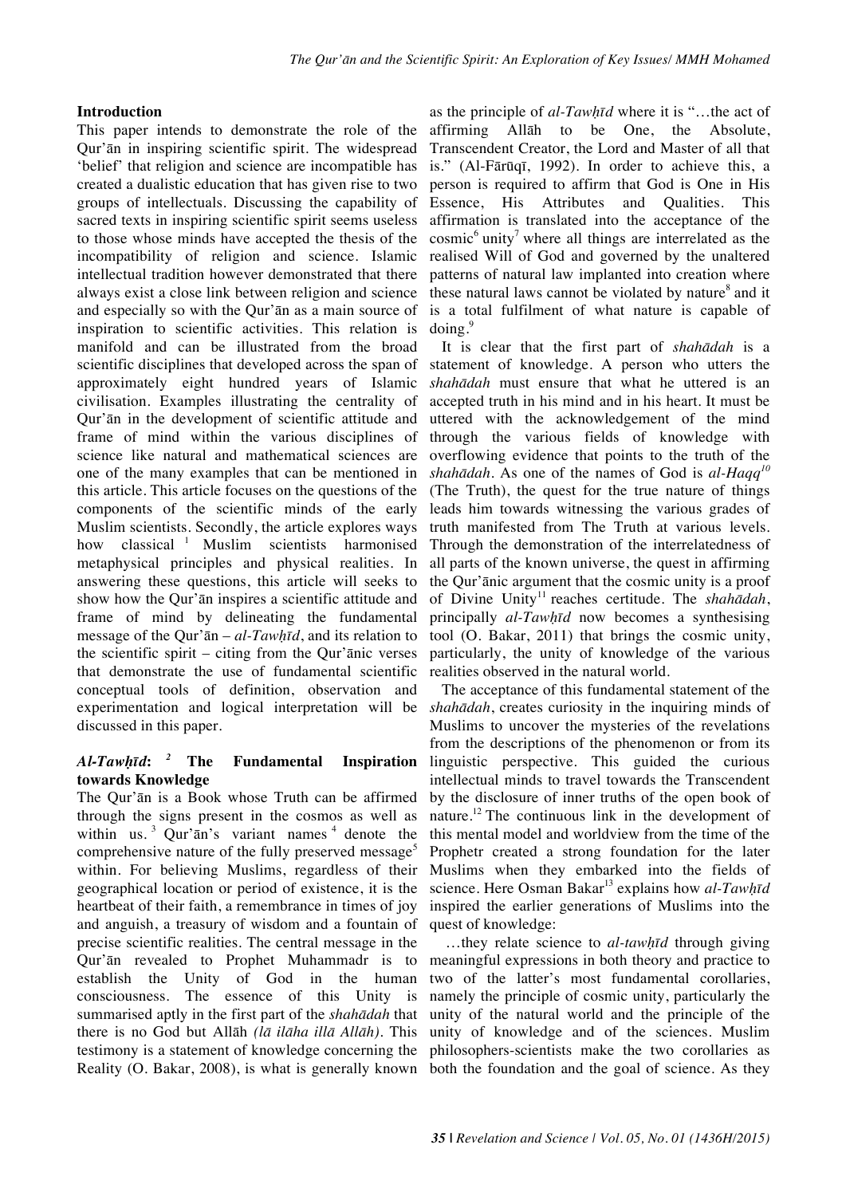## Introduction

This paper intends to demonstrate the role of the Qur'ān in inspiring scientific spirit. The widespread 'belief' that religion and science are incompatible has created a dualistic education that has given rise to two groups of intellectuals. Discussing the capability of sacred texts in inspiring scientific spirit seems useless to those whose minds have accepted the thesis of the incompatibility of religion and science. Islamic intellectual tradition however demonstrated that there always exist a close link between religion and science and especially so with the Qur'ān as a main source of inspiration to scientific activities. This relation is manifold and can be illustrated from the broad scientific disciplines that developed across the span of approximately eight hundred years of Islamic civilisation. Examples illustrating the centrality of Qur'ān in the development of scientific attitude and frame of mind within the various disciplines of science like natural and mathematical sciences are one of the many examples that can be mentioned in this article. This article focuses on the questions of the components of the scientific minds of the early Muslim scientists. Secondly, the article explores ways how classical [1] Muslim scientists harmonised metaphysical principles and physical realities. In answering these questions, this article will seeks to show how the Qur'ān inspires a scientific attitude and frame of mind by delineating the fundamental message of the Qur'ān – *al-Tawḥīd*, and its relation to the scientific spirit – citing from the Qur'ānic verses that demonstrate the use of fundamental scientific conceptual tools of definition, observation and experimentation and logical interpretation will be discussed in this paper.

## *Al-Tawḥīd*: [2] The Fundamental Inspiration towards Knowledge

The Qur'ān is a Book whose Truth can be affirmed through the signs present in the cosmos as well as within us. [3] Qur'ān's variant names [4] denote the comprehensive nature of the fully preserved message[5] within. For believing Muslims, regardless of their geographical location or period of existence, it is the heartbeat of their faith, a remembrance in times of joy and anguish, a treasury of wisdom and a fountain of precise scientific realities. The central message in the Qur'ān revealed to Prophet Muhammadr is to establish the Unity of God in the human consciousness. The essence of this Unity is summarised aptly in the first part of the *shahādah* that there is no God but Allāh *(lā ilāha illā Allāh)*. This testimony is a statement of knowledge concerning the Reality (O. Bakar, 2008), is what is generally known as the principle of *al-Tawḥīd* where it is "…the act of affirming Allāh to be One, the Absolute, Transcendent Creator, the Lord and Master of all that is." (Al-Fārūqī, 1992). In order to achieve this, a person is required to affirm that God is One in His Essence, His Attributes and Qualities. This affirmation is translated into the acceptance of the cosmic[6] unity[7] where all things are interrelated as the realised Will of God and governed by the unaltered patterns of natural law implanted into creation where these natural laws cannot be violated by nature[8] and it is a total fulfilment of what nature is capable of doing.[9]

It is clear that the first part of *shahādah* is a statement of knowledge. A person who utters the *shahādah* must ensure that what he uttered is an accepted truth in his mind and in his heart. It must be uttered with the acknowledgement of the mind through the various fields of knowledge with overflowing evidence that points to the truth of the *shahādah*. As one of the names of God is *al-Haqq*[10] (The Truth), the quest for the true nature of things leads him towards witnessing the various grades of truth manifested from The Truth at various levels. Through the demonstration of the interrelatedness of all parts of the known universe, the quest in affirming the Qur'ānic argument that the cosmic unity is a proof of Divine Unity[11] reaches certitude. The *shahādah*, principally *al-Tawḥīd* now becomes a synthesising tool (O. Bakar, 2011) that brings the cosmic unity, particularly, the unity of knowledge of the various realities observed in the natural world.

The acceptance of this fundamental statement of the *shahādah*, creates curiosity in the inquiring minds of Muslims to uncover the mysteries of the revelations from the descriptions of the phenomenon or from its linguistic perspective. This guided the curious intellectual minds to travel towards the Transcendent by the disclosure of inner truths of the open book of nature.[12] The continuous link in the development of this mental model and worldview from the time of the Prophetr created a strong foundation for the later Muslims when they embarked into the fields of science. Here Osman Bakar[13] explains how *al-Tawḥīd* inspired the earlier generations of Muslims into the quest of knowledge:

> …they relate science to *al-tawḥīd* through giving meaningful expressions in both theory and practice to two of the latter's most fundamental corollaries, namely the principle of cosmic unity, particularly the unity of the natural world and the principle of the unity of knowledge and of the sciences. Muslim philosophers-scientists make the two corollaries as both the foundation and the goal of science. As they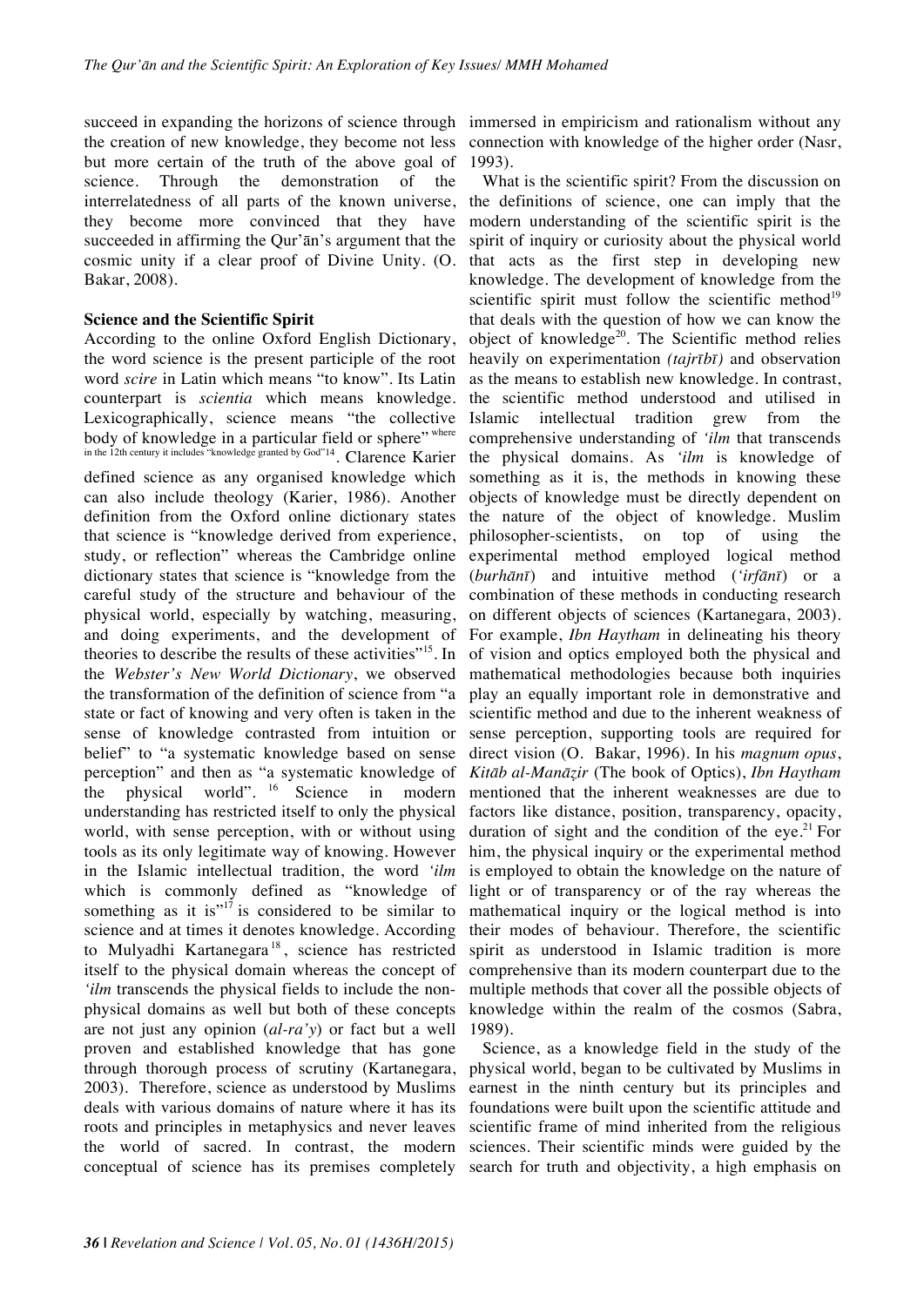succeed in expanding the horizons of science through the creation of new knowledge, they become not less but more certain of the truth of the above goal of science. Through the demonstration of the interrelatedness of all parts of the known universe, they become more convinced that they have succeeded in affirming the Qur'ān's argument that the cosmic unity if a clear proof of Divine Unity. (O. Bakar, 2008).

**Science and the Scientific Spirit**

According to the online Oxford English Dictionary, the word science is the present participle of the root word *scire* in Latin which means "to know". Its Latin counterpart is *scientia* which means knowledge. Lexicographically, science means "the collective body of knowledge in a particular field or sphere" where in the 12th century it includes "knowledge granted by God"[14]. Clarence Karier defined science as any organised knowledge which can also include theology (Karier, 1986). Another definition from the Oxford online dictionary states that science is "knowledge derived from experience, study, or reflection" whereas the Cambridge online dictionary states that science is "knowledge from the careful study of the structure and behaviour of the physical world, especially by watching, measuring, and doing experiments, and the development of theories to describe the results of these activities"[15]. In the *Webster's New World Dictionary*, we observed the transformation of the definition of science from "a state or fact of knowing and very often is taken in the sense of knowledge contrasted from intuition or belief" to "a systematic knowledge based on sense perception" and then as "a systematic knowledge of the physical world".[16] Science in modern understanding has restricted itself to only the physical world, with sense perception, with or without using tools as its only legitimate way of knowing. However in the Islamic intellectual tradition, the word *'ilm* which is commonly defined as "knowledge of something as it is"[17] is considered to be similar to science and at times it denotes knowledge. According to Mulyadhi Kartanegara[18], science has restricted itself to the physical domain whereas the concept of *'ilm* transcends the physical fields to include the non-physical domains as well but both of these concepts are not just any opinion (*al-ra'y*) or fact but a well proven and established knowledge that has gone through thorough process of scrutiny (Kartanegara, 2003). Therefore, science as understood by Muslims deals with various domains of nature where it has its roots and principles in metaphysics and never leaves the world of sacred. In contrast, the modern conceptual of science has its premises completely immersed in empiricism and rationalism without any connection with knowledge of the higher order (Nasr, 1993).

What is the scientific spirit? From the discussion on the definitions of science, one can imply that the modern understanding of the scientific spirit is the spirit of inquiry or curiosity about the physical world that acts as the first step in developing new knowledge. The development of knowledge from the scientific spirit must follow the scientific method[19] that deals with the question of how we can know the object of knowledge[20]. The Scientific method relies heavily on experimentation *(tajrībī)* and observation as the means to establish new knowledge. In contrast, the scientific method understood and utilised in Islamic intellectual tradition grew from the comprehensive understanding of *'ilm* that transcends the physical domains. As *'ilm* is knowledge of something as it is, the methods in knowing these objects of knowledge must be directly dependent on the nature of the object of knowledge. Muslim philosopher-scientists, on top of using the experimental method employed logical method (*burhānī*) and intuitive method (*'irfānī*) or a combination of these methods in conducting research on different objects of sciences (Kartanegara, 2003). For example, *Ibn Haytham* in delineating his theory of vision and optics employed both the physical and mathematical methodologies because both inquiries play an equally important role in demonstrative and scientific method and due to the inherent weakness of sense perception, supporting tools are required for direct vision (O. Bakar, 1996). In his *magnum opus*, *Kitāb al-Manāẓir* (The book of Optics), *Ibn Haytham* mentioned that the inherent weaknesses are due to factors like distance, position, transparency, opacity, duration of sight and the condition of the eye.[21] For him, the physical inquiry or the experimental method is employed to obtain the knowledge on the nature of light or of transparency or of the ray whereas the mathematical inquiry or the logical method is into their modes of behaviour. Therefore, the scientific spirit as understood in Islamic tradition is more comprehensive than its modern counterpart due to the multiple methods that cover all the possible objects of knowledge within the realm of the cosmos (Sabra, 1989).

Science, as a knowledge field in the study of the physical world, began to be cultivated by Muslims in earnest in the ninth century but its principles and foundations were built upon the scientific attitude and scientific frame of mind inherited from the religious sciences. Their scientific minds were guided by the search for truth and objectivity, a high emphasis on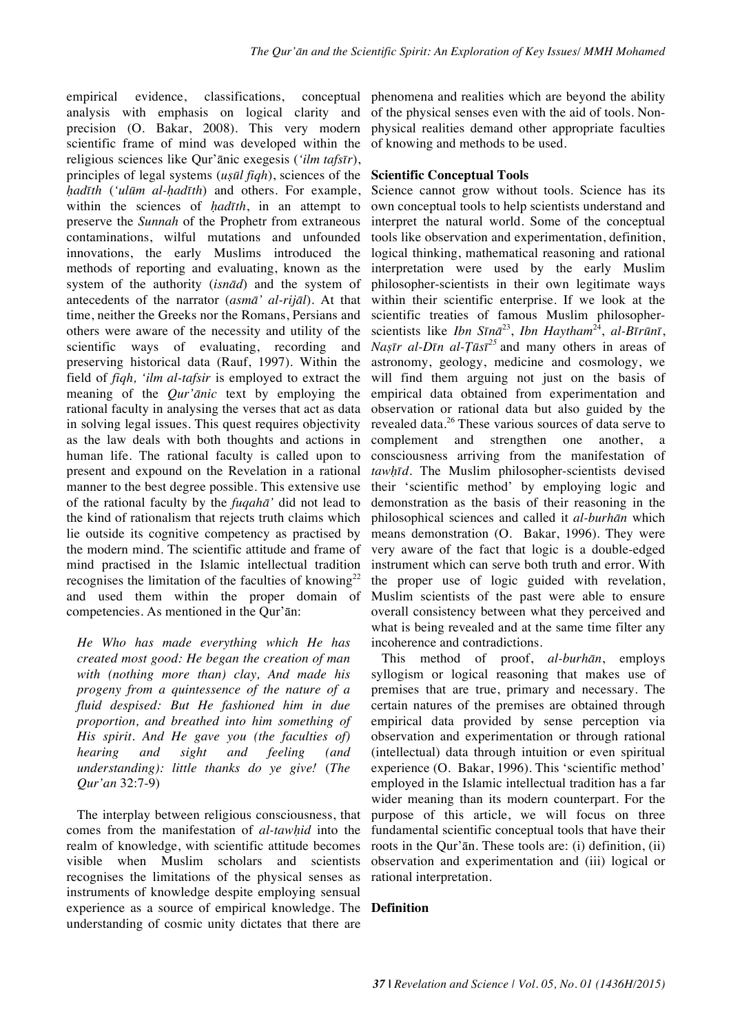empirical evidence, classifications, conceptual analysis with emphasis on logical clarity and precision (O. Bakar, 2008). This very modern scientific frame of mind was developed within the religious sciences like Qur'ānic exegesis (*'ilm tafsīr*), principles of legal systems (*uṣūl fiqh*), sciences of the *ḥadīth* (*'ulūm al-ḥadīth*) and others. For example, within the sciences of *ḥadīth*, in an attempt to preserve the *Sunnah* of the Prophetr from extraneous contaminations, wilful mutations and unfounded innovations, the early Muslims introduced the methods of reporting and evaluating, known as the system of the authority (*isnād*) and the system of antecedents of the narrator (*asmā' al-rijāl*). At that time, neither the Greeks nor the Romans, Persians and others were aware of the necessity and utility of the scientific ways of evaluating, recording and preserving historical data (Rauf, 1997). Within the field of *fiqh, 'ilm al-tafsir* is employed to extract the meaning of the *Qur'ānic* text by employing the rational faculty in analysing the verses that act as data in solving legal issues. This quest requires objectivity as the law deals with both thoughts and actions in human life. The rational faculty is called upon to present and expound on the Revelation in a rational manner to the best degree possible. This extensive use of the rational faculty by the *fuqahā'* did not lead to the kind of rationalism that rejects truth claims which lie outside its cognitive competency as practised by the modern mind. The scientific attitude and frame of mind practised in the Islamic intellectual tradition recognises the limitation of the faculties of knowing[22] and used them within the proper domain of competencies. As mentioned in the Qur'ān:

*He Who has made everything which He has created most good: He began the creation of man with (nothing more than) clay, And made his progeny from a quintessence of the nature of a fluid despised: But He fashioned him in due proportion, and breathed into him something of His spirit. And He gave you (the faculties of) hearing and sight and feeling (and understanding): little thanks do ye give!* (*The Qur'an* 32:7-9)

The interplay between religious consciousness, that comes from the manifestation of *al-tawḥid* into the realm of knowledge, with scientific attitude becomes visible when Muslim scholars and scientists recognises the limitations of the physical senses as instruments of knowledge despite employing sensual experience as a source of empirical knowledge. The understanding of cosmic unity dictates that there are phenomena and realities which are beyond the ability of the physical senses even with the aid of tools. Non-physical realities demand other appropriate faculties of knowing and methods to be used.

**Scientific Conceptual Tools**

Science cannot grow without tools. Science has its own conceptual tools to help scientists understand and interpret the natural world. Some of the conceptual tools like observation and experimentation, definition, logical thinking, mathematical reasoning and rational interpretation were used by the early Muslim philosopher-scientists in their own legitimate ways within their scientific enterprise. If we look at the scientific treaties of famous Muslim philosopher-scientists like *Ibn Sīnā*[23], *Ibn Haytham*[24], *al-Bīrūnī*, *Naṣīr al-Dīn al-Ṭūsī*[25] and many others in areas of astronomy, geology, medicine and cosmology, we will find them arguing not just on the basis of empirical data obtained from experimentation and observation or rational data but also guided by the revealed data.[26] These various sources of data serve to complement and strengthen one another, a consciousness arriving from the manifestation of *tawḥīd*. The Muslim philosopher-scientists devised their 'scientific method' by employing logic and demonstration as the basis of their reasoning in the philosophical sciences and called it *al-burhān* which means demonstration (O. Bakar, 1996). They were very aware of the fact that logic is a double-edged instrument which can serve both truth and error. With the proper use of logic guided with revelation, Muslim scientists of the past were able to ensure overall consistency between what they perceived and what is being revealed and at the same time filter any incoherence and contradictions.

This method of proof, *al-burhān*, employs syllogism or logical reasoning that makes use of premises that are true, primary and necessary. The certain natures of the premises are obtained through empirical data provided by sense perception via observation and experimentation or through rational (intellectual) data through intuition or even spiritual experience (O. Bakar, 1996). This 'scientific method' employed in the Islamic intellectual tradition has a far wider meaning than its modern counterpart. For the purpose of this article, we will focus on three fundamental scientific conceptual tools that have their roots in the Qur'ān. These tools are: (i) definition, (ii) observation and experimentation and (iii) logical or rational interpretation.

**Definition**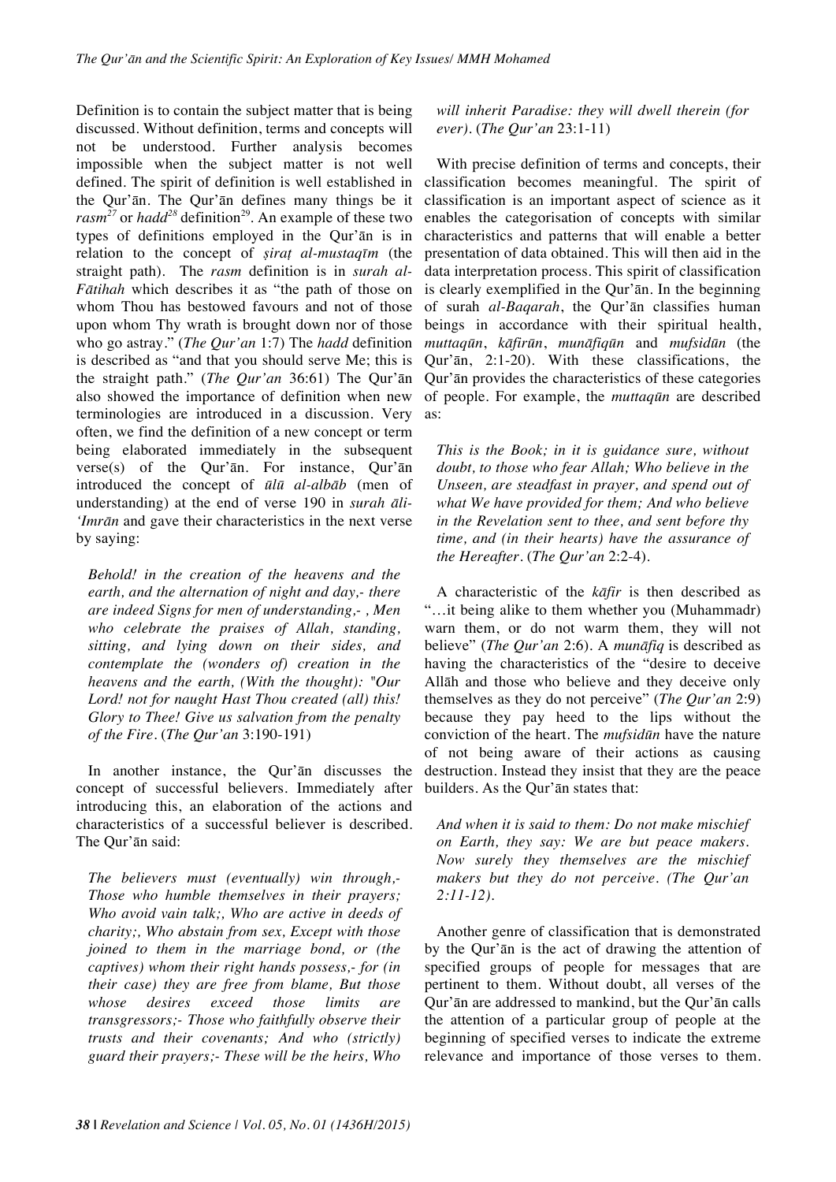Definition is to contain the subject matter that is being discussed. Without definition, terms and concepts will not be understood. Further analysis becomes impossible when the subject matter is not well defined. The spirit of definition is well established in the Qur'ān. The Qur'ān defines many things be it *rasm*[27] or *hadd*[28] definition[29]. An example of these two types of definitions employed in the Qur'ān is in relation to the concept of *ṣiraṭ al-mustaqīm* (the straight path). The *rasm* definition is in *surah al-Fātihah* which describes it as "the path of those on whom Thou has bestowed favours and not of those upon whom Thy wrath is brought down nor of those who go astray." (*The Qur'an* 1:7) The *hadd* definition is described as "and that you should serve Me; this is the straight path." (*The Qur'an* 36:61) The Qur'ān also showed the importance of definition when new terminologies are introduced in a discussion. Very often, we find the definition of a new concept or term being elaborated immediately in the subsequent verse(s) of the Qur'ān. For instance, Qur'ān introduced the concept of *ūlū al-albāb* (men of understanding) at the end of verse 190 in *surah āli-'Imrān* and gave their characteristics in the next verse by saying:

> *Behold! in the creation of the heavens and the earth, and the alternation of night and day,- there are indeed Signs for men of understanding,- , Men who celebrate the praises of Allah, standing, sitting, and lying down on their sides, and contemplate the (wonders of) creation in the heavens and the earth, (With the thought): "Our Lord! not for naught Hast Thou created (all) this! Glory to Thee! Give us salvation from the penalty of the Fire.* (*The Qur'an* 3:190-191)

In another instance, the Qur'ān discusses the concept of successful believers. Immediately after introducing this, an elaboration of the actions and characteristics of a successful believer is described. The Qur'ān said:

> *The believers must (eventually) win through,- Those who humble themselves in their prayers; Who avoid vain talk;, Who are active in deeds of charity;, Who abstain from sex, Except with those joined to them in the marriage bond, or (the captives) whom their right hands possess,- for (in their case) they are free from blame, But those whose desires exceed those limits are transgressors;- Those who faithfully observe their trusts and their covenants; And who (strictly) guard their prayers;- These will be the heirs, Who will inherit Paradise: they will dwell therein (for ever).* (*The Qur'an* 23:1-11)

With precise definition of terms and concepts, their classification becomes meaningful. The spirit of classification is an important aspect of science as it enables the categorisation of concepts with similar characteristics and patterns that will enable a better presentation of data obtained. This will then aid in the data interpretation process. This spirit of classification is clearly exemplified in the Qur'ān. In the beginning of surah *al-Baqarah*, the Qur'ān classifies human beings in accordance with their spiritual health, *muttaqūn*, *kāfirūn*, *munāfiqūn* and *mufsidūn* (the Qur'ān, 2:1-20). With these classifications, the Qur'ān provides the characteristics of these categories of people. For example, the *muttaqūn* are described as:

> *This is the Book; in it is guidance sure, without doubt, to those who fear Allah; Who believe in the Unseen, are steadfast in prayer, and spend out of what We have provided for them; And who believe in the Revelation sent to thee, and sent before thy time, and (in their hearts) have the assurance of the Hereafter.* (*The Qur'an* 2:2-4).

A characteristic of the *kāfir* is then described as "…it being alike to them whether you (Muhammadr) warn them, or do not warm them, they will not believe" (*The Qur'an* 2:6). A *munāfiq* is described as having the characteristics of the "desire to deceive Allāh and those who believe and they deceive only themselves as they do not perceive" (*The Qur'an* 2:9) because they pay heed to the lips without the conviction of the heart. The *mufsidūn* have the nature of not being aware of their actions as causing destruction. Instead they insist that they are the peace builders. As the Qur'ān states that:

> *And when it is said to them: Do not make mischief on Earth, they say: We are but peace makers. Now surely they themselves are the mischief makers but they do not perceive. (The Qur'an 2:11-12).*

Another genre of classification that is demonstrated by the Qur'ān is the act of drawing the attention of specified groups of people for messages that are pertinent to them. Without doubt, all verses of the Qur'ān are addressed to mankind, but the Qur'ān calls the attention of a particular group of people at the beginning of specified verses to indicate the extreme relevance and importance of those verses to them.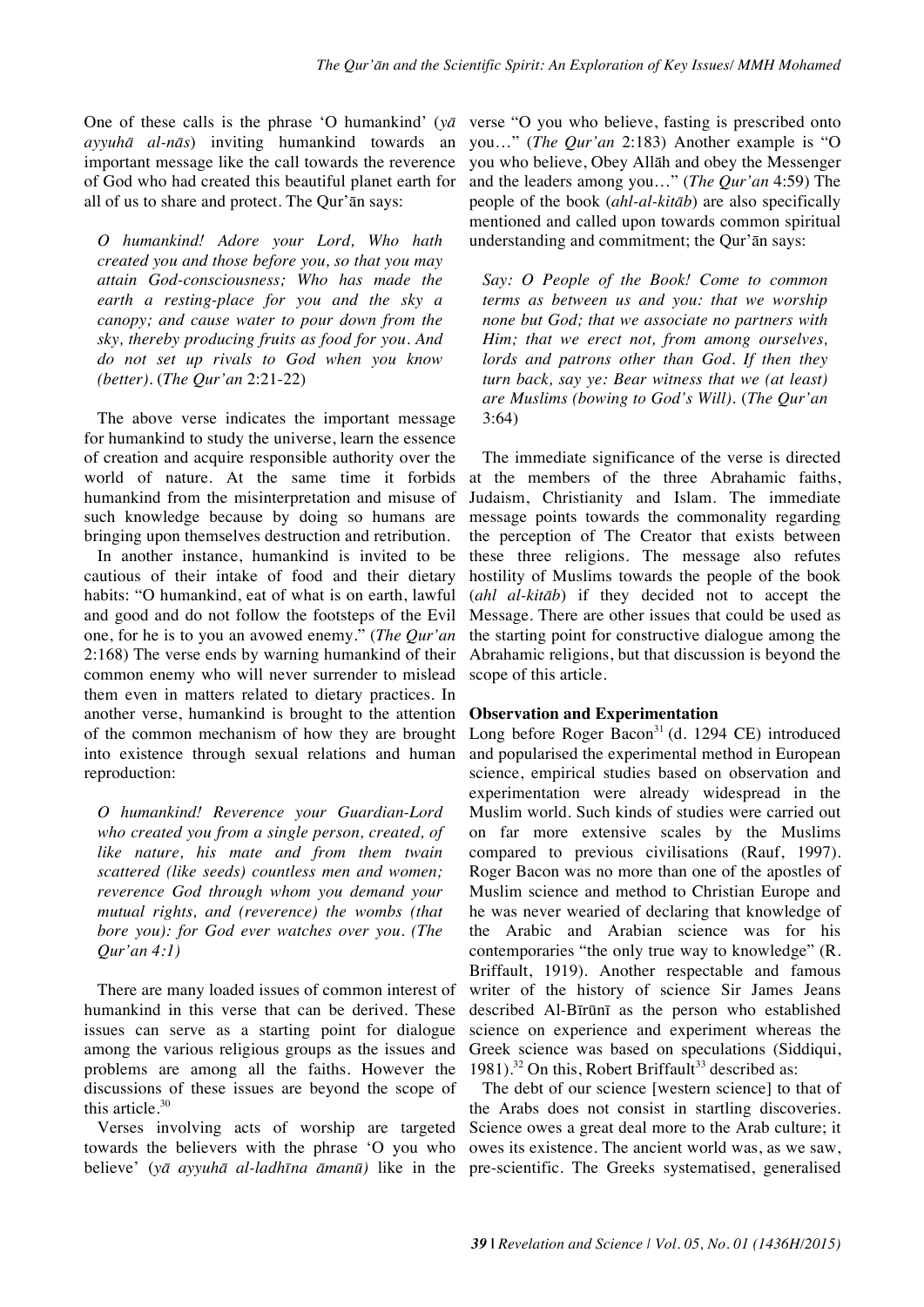One of these calls is the phrase 'O humankind' (*yā ayyuhā al-nās*) inviting humankind towards an important message like the call towards the reverence of God who had created this beautiful planet earth for all of us to share and protect. The Qur'ān says:

> *O humankind! Adore your Lord, Who hath created you and those before you, so that you may attain God-consciousness; Who has made the earth a resting-place for you and the sky a canopy; and cause water to pour down from the sky, thereby producing fruits as food for you. And do not set up rivals to God when you know (better).* (*The Qur'an* 2:21-22)

The above verse indicates the important message for humankind to study the universe, learn the essence of creation and acquire responsible authority over the world of nature. At the same time it forbids humankind from the misinterpretation and misuse of such knowledge because by doing so humans are bringing upon themselves destruction and retribution.

In another instance, humankind is invited to be cautious of their intake of food and their dietary habits: "O humankind, eat of what is on earth, lawful and good and do not follow the footsteps of the Evil one, for he is to you an avowed enemy." (*The Qur'an* 2:168) The verse ends by warning humankind of their common enemy who will never surrender to mislead them even in matters related to dietary practices. In another verse, humankind is brought to the attention of the common mechanism of how they are brought into existence through sexual relations and human reproduction:

> *O humankind! Reverence your Guardian-Lord who created you from a single person, created, of like nature, his mate and from them twain scattered (like seeds) countless men and women; reverence God through whom you demand your mutual rights, and (reverence) the wombs (that bore you): for God ever watches over you. (The Qur'an 4:1)*

There are many loaded issues of common interest of humankind in this verse that can be derived. These issues can serve as a starting point for dialogue among the various religious groups as the issues and problems are among all the faiths. However the discussions of these issues are beyond the scope of this article.[30]

Verses involving acts of worship are targeted towards the believers with the phrase 'O you who believe' (*yā ayyuhā al-ladhīna āmanū)* like in the verse "O you who believe, fasting is prescribed onto you…" (*The Qur'an* 2:183) Another example is "O you who believe, Obey Allāh and obey the Messenger and the leaders among you…" (*The Qur'an* 4:59) The people of the book (*ahl-al-kitāb*) are also specifically mentioned and called upon towards common spiritual understanding and commitment; the Qur'ān says:

> *Say: O People of the Book! Come to common terms as between us and you: that we worship none but God; that we associate no partners with Him; that we erect not, from among ourselves, lords and patrons other than God. If then they turn back, say ye: Bear witness that we (at least) are Muslims (bowing to God's Will).* (*The Qur'an* 3:64)

The immediate significance of the verse is directed at the members of the three Abrahamic faiths, Judaism, Christianity and Islam. The immediate message points towards the commonality regarding the perception of The Creator that exists between these three religions. The message also refutes hostility of Muslims towards the people of the book (*ahl al-kitāb*) if they decided not to accept the Message. There are other issues that could be used as the starting point for constructive dialogue among the Abrahamic religions, but that discussion is beyond the scope of this article.

**Observation and Experimentation**

Long before Roger Bacon[31] (d. 1294 CE) introduced and popularised the experimental method in European science, empirical studies based on observation and experimentation were already widespread in the Muslim world. Such kinds of studies were carried out on far more extensive scales by the Muslims compared to previous civilisations (Rauf, 1997). Roger Bacon was no more than one of the apostles of Muslim science and method to Christian Europe and he was never wearied of declaring that knowledge of the Arabic and Arabian science was for his contemporaries "the only true way to knowledge" (R. Briffault, 1919). Another respectable and famous writer of the history of science Sir James Jeans described Al-Bīrūnī as the person who established science on experience and experiment whereas the Greek science was based on speculations (Siddiqui, 1981).[32] On this, Robert Briffault[33] described as:

The debt of our science [western science] to that of the Arabs does not consist in startling discoveries. Science owes a great deal more to the Arab culture; it owes its existence. The ancient world was, as we saw, pre-scientific. The Greeks systematised, generalised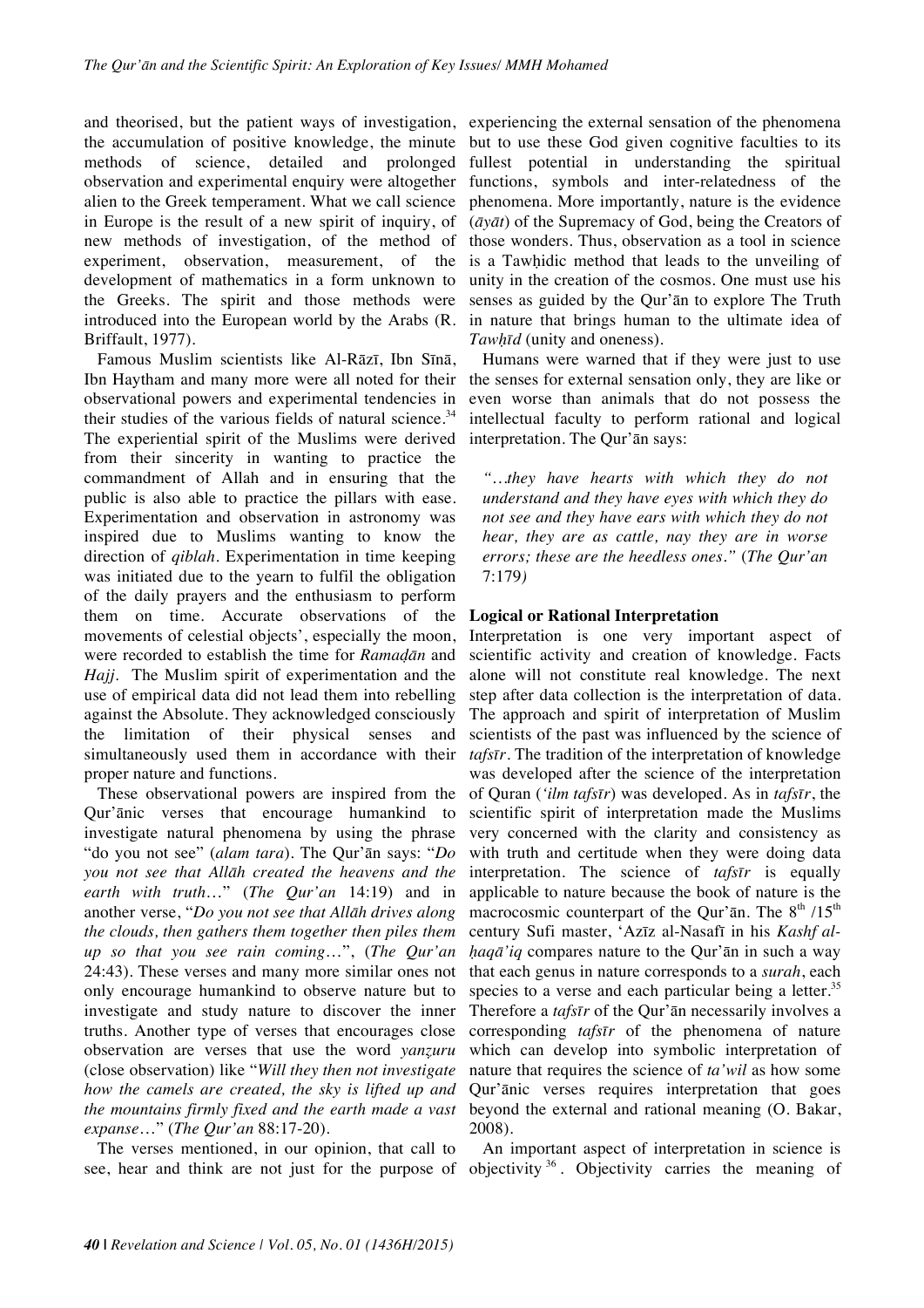and theorised, but the patient ways of investigation, the accumulation of positive knowledge, the minute methods of science, detailed and prolonged observation and experimental enquiry were altogether alien to the Greek temperament. What we call science in Europe is the result of a new spirit of inquiry, of new methods of investigation, of the method of experiment, observation, measurement, of the development of mathematics in a form unknown to the Greeks. The spirit and those methods were introduced into the European world by the Arabs (R. Briffault, 1977).

Famous Muslim scientists like Al-Rāzī, Ibn Sīnā, Ibn Haytham and many more were all noted for their observational powers and experimental tendencies in their studies of the various fields of natural science.[34] The experiential spirit of the Muslims were derived from their sincerity in wanting to practice the commandment of Allah and in ensuring that the public is also able to practice the pillars with ease. Experimentation and observation in astronomy was inspired due to Muslims wanting to know the direction of *qiblah*. Experimentation in time keeping was initiated due to the yearn to fulfil the obligation of the daily prayers and the enthusiasm to perform them on time. Accurate observations of the movements of celestial objects', especially the moon, were recorded to establish the time for *Ramaḍān* and *Hajj*. The Muslim spirit of experimentation and the use of empirical data did not lead them into rebelling against the Absolute. They acknowledged consciously the limitation of their physical senses and simultaneously used them in accordance with their proper nature and functions.

These observational powers are inspired from the Qur'ānic verses that encourage humankind to investigate natural phenomena by using the phrase "do you not see" (*alam tara*). The Qur'ān says: "*Do you not see that Allāh created the heavens and the earth with truth…*" (*The Qur'an* 14:19) and in another verse, "*Do you not see that Allāh drives along the clouds, then gathers them together then piles them up so that you see rain coming…*", (*The Qur'an* 24:43). These verses and many more similar ones not only encourage humankind to observe nature but to investigate and study nature to discover the inner truths. Another type of verses that encourages close observation are verses that use the word *yanẓuru* (close observation) like "*Will they then not investigate how the camels are created, the sky is lifted up and the mountains firmly fixed and the earth made a vast expanse…*" (*The Qur'an* 88:17-20).

The verses mentioned, in our opinion, that call to see, hear and think are not just for the purpose of experiencing the external sensation of the phenomena but to use these God given cognitive faculties to its fullest potential in understanding the spiritual functions, symbols and inter-relatedness of the phenomena. More importantly, nature is the evidence (*āyāt*) of the Supremacy of God, being the Creators of those wonders. Thus, observation as a tool in science is a Tawḥidic method that leads to the unveiling of unity in the creation of the cosmos. One must use his senses as guided by the Qur'ān to explore The Truth in nature that brings human to the ultimate idea of *Tawḥīd* (unity and oneness).

Humans were warned that if they were just to use the senses for external sensation only, they are like or even worse than animals that do not possess the intellectual faculty to perform rational and logical interpretation. The Qur'ān says:

*"…they have hearts with which they do not understand and they have eyes with which they do not see and they have ears with which they do not hear, they are as cattle, nay they are in worse errors; these are the heedless ones."* (*The Qur'an* 7:179*)*

**Logical or Rational Interpretation**

Interpretation is one very important aspect of scientific activity and creation of knowledge. Facts alone will not constitute real knowledge. The next step after data collection is the interpretation of data. The approach and spirit of interpretation of Muslim scientists of the past was influenced by the science of *tafsīr*. The tradition of the interpretation of knowledge was developed after the science of the interpretation of Quran (*'ilm tafsīr*) was developed. As in *tafsīr*, the scientific spirit of interpretation made the Muslims very concerned with the clarity and consistency as with truth and certitude when they were doing data interpretation. The science of *tafsīr* is equally applicable to nature because the book of nature is the macrocosmic counterpart of the Qur'ān. The 8th /15th century Sufi master, 'Azīz al-Nasafī in his *Kashf al-ḥaqā'iq* compares nature to the Qur'ān in such a way that each genus in nature corresponds to a *surah*, each species to a verse and each particular being a letter.[35] Therefore a *tafsīr* of the Qur'ān necessarily involves a corresponding *tafsīr* of the phenomena of nature which can develop into symbolic interpretation of nature that requires the science of *ta'wil* as how some Qur'ānic verses requires interpretation that goes beyond the external and rational meaning (O. Bakar, 2008).

An important aspect of interpretation in science is objectivity[36]. Objectivity carries the meaning of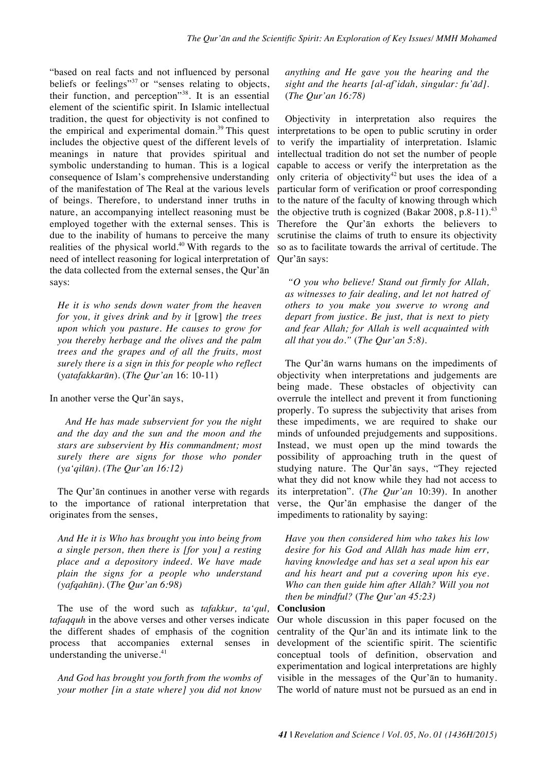"based on real facts and not influenced by personal beliefs or feelings"[37] or "senses relating to objects, their function, and perception"[38]. It is an essential element of the scientific spirit. In Islamic intellectual tradition, the quest for objectivity is not confined to the empirical and experimental domain.[39] This quest includes the objective quest of the different levels of meanings in nature that provides spiritual and symbolic understanding to human. This is a logical consequence of Islam's comprehensive understanding of the manifestation of The Real at the various levels of beings. Therefore, to understand inner truths in nature, an accompanying intellect reasoning must be employed together with the external senses. This is due to the inability of humans to perceive the many realities of the physical world.[40] With regards to the need of intellect reasoning for logical interpretation of the data collected from the external senses, the Qur'ān says:

> *He it is who sends down water from the heaven for you, it gives drink and by it* [grow] *the trees upon which you pasture. He causes to grow for you thereby herbage and the olives and the palm trees and the grapes and of all the fruits, most surely there is a sign in this for people who reflect* (*yatafakkarūn*). (*The Qur'an* 16: 10-11)

In another verse the Qur'ān says,

> *And He has made subservient for you the night and the day and the sun and the moon and the stars are subservient by His commandment; most surely there are signs for those who ponder (ya'qilūn). (The Qur'an 16:12)*

The Qur'ān continues in another verse with regards to the importance of rational interpretation that originates from the senses,

> *And He it is Who has brought you into being from a single person, then there is [for you] a resting place and a depository indeed. We have made plain the signs for a people who understand (yafqahūn).* (*The Qur'an 6:98)*

The use of the word such as *tafakkur, ta'qul, tafaqquh* in the above verses and other verses indicate the different shades of emphasis of the cognition process that accompanies external senses in understanding the universe.[41]

> *And God has brought you forth from the wombs of your mother [in a state where] you did not know anything and He gave you the hearing and the sight and the hearts [al-af'idah, singular: fu'ād].* (*The Qur'an 16:78)*

Objectivity in interpretation also requires the interpretations to be open to public scrutiny in order to verify the impartiality of interpretation. Islamic intellectual tradition do not set the number of people capable to access or verify the interpretation as the only criteria of objectivity[42] but uses the idea of a particular form of verification or proof corresponding to the nature of the faculty of knowing through which the objective truth is cognized (Bakar 2008, p.8-11).[43] Therefore the Qur'ān exhorts the believers to scrutinise the claims of truth to ensure its objectivity so as to facilitate towards the arrival of certitude. The Qur'ān says:

> *"O you who believe! Stand out firmly for Allah, as witnesses to fair dealing, and let not hatred of others to you make you swerve to wrong and depart from justice. Be just, that is next to piety and fear Allah; for Allah is well acquainted with all that you do."* (*The Qur'an 5:8)*.

The Qur'ān warns humans on the impediments of objectivity when interpretations and judgements are being made. These obstacles of objectivity can overrule the intellect and prevent it from functioning properly. To supress the subjectivity that arises from these impediments, we are required to shake our minds of unfounded prejudgements and suppositions. Instead, we must open up the mind towards the possibility of approaching truth in the quest of studying nature. The Qur'ān says, "They rejected what they did not know while they had not access to its interpretation". (*The Qur'an* 10:39). In another verse, the Qur'ān emphasise the danger of the impediments to rationality by saying:

> *Have you then considered him who takes his low desire for his God and Allāh has made him err, having knowledge and has set a seal upon his ear and his heart and put a covering upon his eye. Who can then guide him after Allāh? Will you not then be mindful?* (*The Qur'an 45:23)*

## Conclusion

Our whole discussion in this paper focused on the centrality of the Qur'ān and its intimate link to the development of the scientific spirit. The scientific conceptual tools of definition, observation and experimentation and logical interpretations are highly visible in the messages of the Qur'ān to humanity. The world of nature must not be pursued as an end in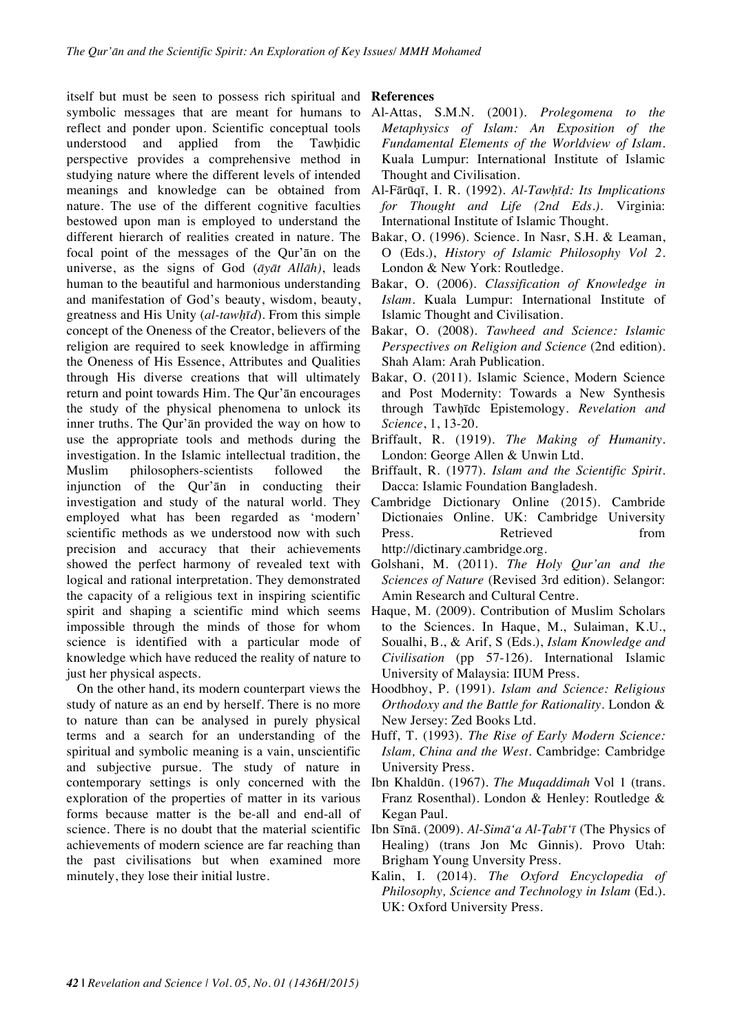itself but must be seen to possess rich spiritual and symbolic messages that are meant for humans to reflect and ponder upon. Scientific conceptual tools understood and applied from the Tawḥidic perspective provides a comprehensive method in studying nature where the different levels of intended meanings and knowledge can be obtained from nature. The use of the different cognitive faculties bestowed upon man is employed to understand the different hierarch of realities created in nature. The focal point of the messages of the Qur'ān on the universe, as the signs of God (*āyāt Allāh)*, leads human to the beautiful and harmonious understanding and manifestation of God's beauty, wisdom, beauty, greatness and His Unity (*al-tawḥīd*). From this simple concept of the Oneness of the Creator, believers of the religion are required to seek knowledge in affirming the Oneness of His Essence, Attributes and Qualities through His diverse creations that will ultimately return and point towards Him. The Qur'ān encourages the study of the physical phenomena to unlock its inner truths. The Qur'ān provided the way on how to use the appropriate tools and methods during the investigation. In the Islamic intellectual tradition, the Muslim philosophers-scientists followed the injunction of the Qur'ān in conducting their investigation and study of the natural world. They employed what has been regarded as 'modern' scientific methods as we understood now with such precision and accuracy that their achievements showed the perfect harmony of revealed text with logical and rational interpretation. They demonstrated the capacity of a religious text in inspiring scientific spirit and shaping a scientific mind which seems impossible through the minds of those for whom science is identified with a particular mode of knowledge which have reduced the reality of nature to just her physical aspects.

On the other hand, its modern counterpart views the study of nature as an end by herself. There is no more to nature than can be analysed in purely physical terms and a search for an understanding of the spiritual and symbolic meaning is a vain, unscientific and subjective pursue. The study of nature in contemporary settings is only concerned with the exploration of the properties of matter in its various forms because matter is the be-all and end-all of science. There is no doubt that the material scientific achievements of modern science are far reaching than the past civilisations but when examined more minutely, they lose their initial lustre.

**References**

Al-Attas, S.M.N. (2001). *Prolegomena to the Metaphysics of Islam: An Exposition of the Fundamental Elements of the Worldview of Islam*. Kuala Lumpur: International Institute of Islamic Thought and Civilisation.

Al-Fārūqī, I. R. (1992). *Al-Tawḥīd: Its Implications for Thought and Life (2nd Eds.)*. Virginia: International Institute of Islamic Thought.

Bakar, O. (1996). Science. In Nasr, S.H. & Leaman, O (Eds.), *History of Islamic Philosophy Vol 2*. London & New York: Routledge.

Bakar, O. (2006). *Classification of Knowledge in Islam*. Kuala Lumpur: International Institute of Islamic Thought and Civilisation.

Bakar, O. (2008). *Tawheed and Science: Islamic Perspectives on Religion and Science* (2nd edition). Shah Alam: Arah Publication.

Bakar, O. (2011). Islamic Science, Modern Science and Post Modernity: Towards a New Synthesis through Tawḥīdc Epistemology. *Revelation and Science*, 1, 13-20.

Briffault, R. (1919). *The Making of Humanity*. London: George Allen & Unwin Ltd.

Briffault, R. (1977). *Islam and the Scientific Spirit*. Dacca: Islamic Foundation Bangladesh.

Cambridge Dictionary Online (2015). Cambride Dictionaies Online. UK: Cambridge University Press. Retrieved from http://dictinary.cambridge.org.

Golshani, M. (2011). *The Holy Qur'an and the Sciences of Nature* (Revised 3rd edition). Selangor: Amin Research and Cultural Centre.

Haque, M. (2009). Contribution of Muslim Scholars to the Sciences. In Haque, M., Sulaiman, K.U., Soualhi, B., & Arif, S (Eds.), *Islam Knowledge and Civilisation* (pp 57-126). International Islamic University of Malaysia: IIUM Press.

Hoodbhoy, P. (1991). *Islam and Science: Religious Orthodoxy and the Battle for Rationality*. London & New Jersey: Zed Books Ltd.

Huff, T. (1993). *The Rise of Early Modern Science: Islam, China and the West*. Cambridge: Cambridge University Press.

Ibn Khaldūn. (1967). *The Muqaddimah* Vol 1 (trans. Franz Rosenthal). London & Henley: Routledge & Kegan Paul.

Ibn Sīnā. (2009). *Al-Simā'a Al-Ṭabī'ī* (The Physics of Healing) (trans Jon Mc Ginnis). Provo Utah: Brigham Young Unversity Press.

Kalin, I. (2014). *The Oxford Encyclopedia of Philosophy, Science and Technology in Islam* (Ed.). UK: Oxford University Press.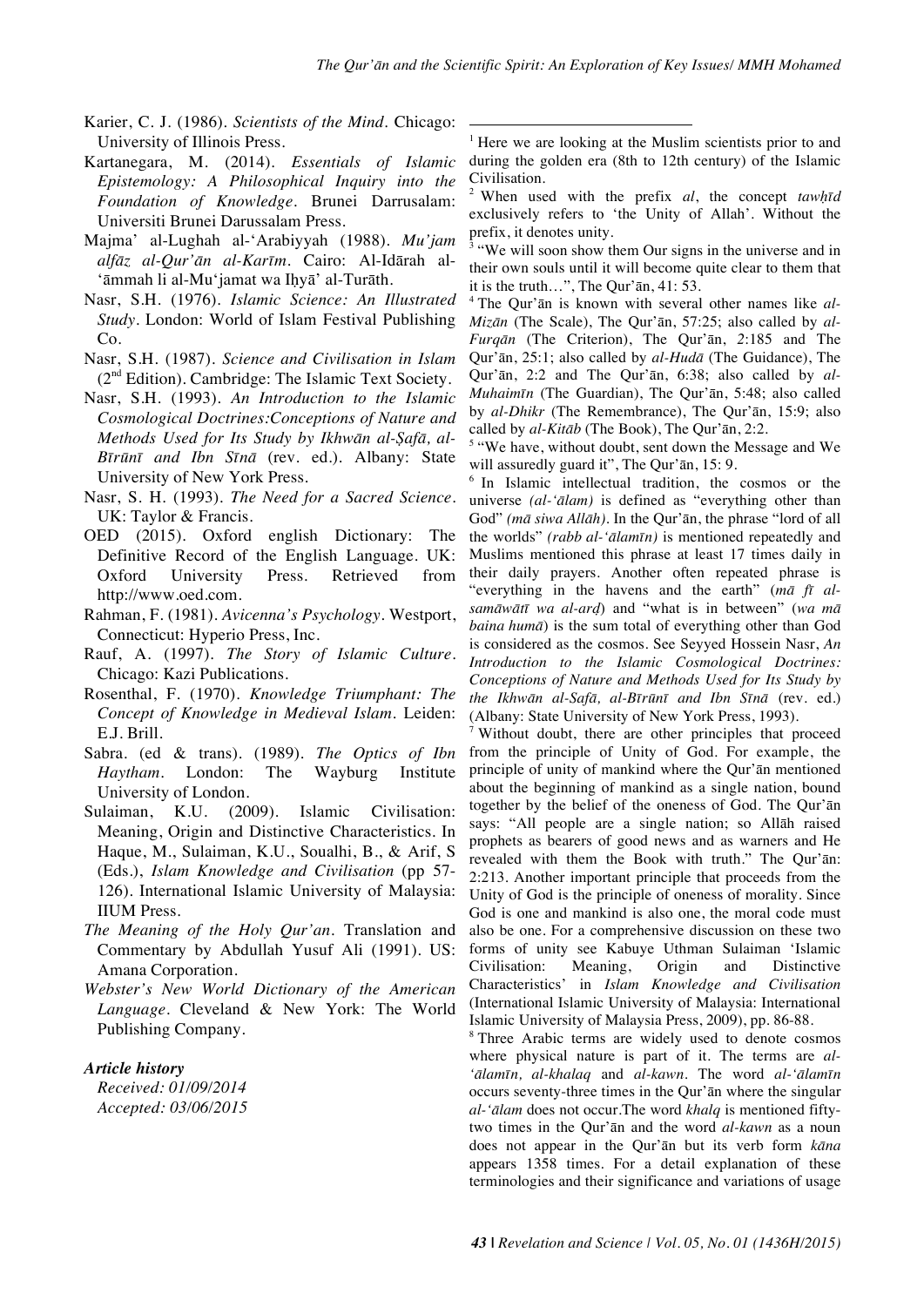Karier, C. J. (1986). *Scientists of the Mind*. Chicago: University of Illinois Press.

Kartanegara, M. (2014). *Essentials of Islamic Epistemology: A Philosophical Inquiry into the Foundation of Knowledge*. Brunei Darrusalam: Universiti Brunei Darussalam Press.

Majma' al-Lughah al-'Arabiyyah (1988). *Mu'jam alfāẓ al-Qur'ān al-Karīm*. Cairo: Al-Idārah al-'āmmah li al-Mu'jamat wa Iḥyā' al-Turāth.

Nasr, S.H. (1976). *Islamic Science: An Illustrated Study*. London: World of Islam Festival Publishing Co.

Nasr, S.H. (1987). *Science and Civilisation in Islam* (2nd Edition). Cambridge: The Islamic Text Society.

Nasr, S.H. (1993). *An Introduction to the Islamic Cosmological Doctrines:Conceptions of Nature and Methods Used for Its Study by Ikhwān al-Ṣafā, al-Bīrūnī and Ibn Sīnā* (rev. ed.). Albany: State University of New York Press.

Nasr, S. H. (1993). *The Need for a Sacred Science*. UK: Taylor & Francis.

OED (2015). Oxford english Dictionary: The Definitive Record of the English Language. UK: Oxford University Press. Retrieved from http://www.oed.com.

Rahman, F. (1981). *Avicenna's Psychology*. Westport, Connecticut: Hyperio Press, Inc.

Rauf, A. (1997). *The Story of Islamic Culture*. Chicago: Kazi Publications.

Rosenthal, F. (1970). *Knowledge Triumphant: The Concept of Knowledge in Medieval Islam*. Leiden: E.J. Brill.

Sabra. (ed & trans). (1989). *The Optics of Ibn Haytham*. London: The Wayburg Institute University of London.

Sulaiman, K.U. (2009). Islamic Civilisation: Meaning, Origin and Distinctive Characteristics. In Haque, M., Sulaiman, K.U., Soualhi, B., & Arif, S (Eds.), *Islam Knowledge and Civilisation* (pp 57-126). International Islamic University of Malaysia: IIUM Press.

*The Meaning of the Holy Qur'an*. Translation and Commentary by Abdullah Yusuf Ali (1991). US: Amana Corporation.

*Webster's New World Dictionary of the American Language*. Cleveland & New York: The World Publishing Company.

***Article history***

*Received: 01/09/2014*
*Accepted: 03/06/2015*

---

[1] Here we are looking at the Muslim scientists prior to and during the golden era (8th to 12th century) of the Islamic Civilisation.

[2] When used with the prefix *al*, the concept *tawḥīd* exclusively refers to 'the Unity of Allah'. Without the prefix, it denotes unity.

[3] "We will soon show them Our signs in the universe and in their own souls until it will become quite clear to them that it is the truth…", The Qur'ān, 41: 53.

[4] The Qur'ān is known with several other names like *al-Mizān* (The Scale), The Qur'ān, 57:25; also called by *al-Furqān* (The Criterion), The Qur'ān, 2:185 and The Qur'ān, 25:1; also called by *al-Hudā* (The Guidance), The Qur'ān, 2:2 and The Qur'ān, 6:38; also called by *al-Muhaimīn* (The Guardian), The Qur'ān, 5:48; also called by *al-Dhikr* (The Remembrance), The Qur'ān, 15:9; also called by *al-Kitāb* (The Book), The Qur'ān, 2:2.

[5] "We have, without doubt, sent down the Message and We will assuredly guard it", The Qur'ān, 15: 9.

[6] In Islamic intellectual tradition, the cosmos or the universe *(al-'ālam)* is defined as "everything other than God" *(mā siwa Allāh)*. In the Qur'ān, the phrase "lord of all the worlds" *(rabb al-'ālamīn)* is mentioned repeatedly and Muslims mentioned this phrase at least 17 times daily in their daily prayers. Another often repeated phrase is "everything in the havens and the earth" (*mā fī al-samāwātī wa al-arḍ*) and "what is in between" (*wa mā baina humā*) is the sum total of everything other than God is considered as the cosmos. See Seyyed Hossein Nasr, *An Introduction to the Islamic Cosmological Doctrines: Conceptions of Nature and Methods Used for Its Study by the Ikhwān al-Safā, al-Bīrūnī and Ibn Sīnā* (rev. ed.) (Albany: State University of New York Press, 1993).

[7] Without doubt, there are other principles that proceed from the principle of Unity of God. For example, the principle of unity of mankind where the Qur'ān mentioned about the beginning of mankind as a single nation, bound together by the belief of the oneness of God. The Qur'ān says: "All people are a single nation; so Allāh raised prophets as bearers of good news and as warners and He revealed with them the Book with truth." The Qur'ān: 2:213. Another important principle that proceeds from the Unity of God is the principle of oneness of morality. Since God is one and mankind is also one, the moral code must also be one. For a comprehensive discussion on these two forms of unity see Kabuye Uthman Sulaiman 'Islamic Civilisation: Meaning, Origin and Distinctive Characteristics' in *Islam Knowledge and Civilisation* (International Islamic University of Malaysia: International Islamic University of Malaysia Press, 2009), pp. 86-88.

[8] Three Arabic terms are widely used to denote cosmos where physical nature is part of it. The terms are *al-'ālamīn, al-khalaq* and *al-kawn*. The word *al-'ālamīn* occurs seventy-three times in the Qur'ān where the singular *al-'ālam* does not occur.The word *khalq* is mentioned fifty-two times in the Qur'ān and the word *al-kawn* as a noun does not appear in the Qur'ān but its verb form *kāna* appears 1358 times. For a detail explanation of these terminologies and their significance and variations of usage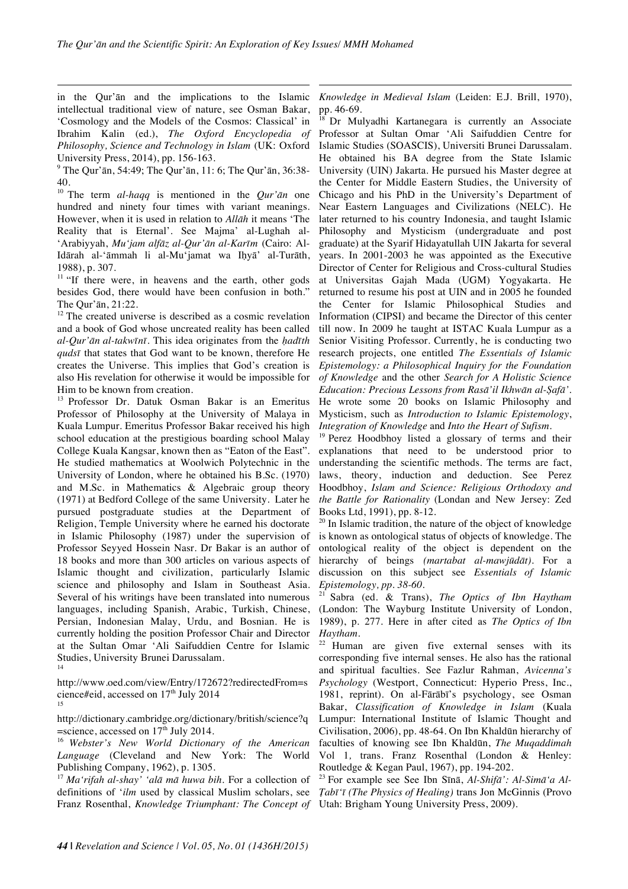in the Qur'ān and the implications to the Islamic intellectual traditional view of nature, see Osman Bakar, 'Cosmology and the Models of the Cosmos: Classical' in Ibrahim Kalin (ed.), *The Oxford Encyclopedia of Philosophy, Science and Technology in Islam* (UK: Oxford University Press, 2014), pp. 156-163.

[9] The Qur'ān, 54:49; The Qur'ān, 11: 6; The Qur'ān, 36:38-40.

[10] The term *al-haqq* is mentioned in the *Qur'ān* one hundred and ninety four times with variant meanings. However, when it is used in relation to *Allāh* it means 'The Reality that is Eternal'. See Majma' al-Lughah al-'Arabiyyah, *Mu'jam alfāz al-Qur'ān al-Karīm* (Cairo: Al-Idārah al-'āmmah li al-Mu'jamat wa Ihyā' al-Turāth, 1988), p. 307.

[11] "If there were, in heavens and the earth, other gods besides God, there would have been confusion in both." The Qur'ān, 21:22.

[12] The created universe is described as a cosmic revelation and a book of God whose uncreated reality has been called *al-Qur'ān al-takwīnī*. This idea originates from the *ḥadīth qudsī* that states that God want to be known, therefore He creates the Universe. This implies that God's creation is also His revelation for otherwise it would be impossible for Him to be known from creation.

[13] Professor Dr. Datuk Osman Bakar is an Emeritus Professor of Philosophy at the University of Malaya in Kuala Lumpur. Emeritus Professor Bakar received his high school education at the prestigious boarding school Malay College Kuala Kangsar, known then as "Eaton of the East". He studied mathematics at Woolwich Polytechnic in the University of London, where he obtained his B.Sc. (1970) and M.Sc. in Mathematics & Algebraic group theory (1971) at Bedford College of the same University. Later he pursued postgraduate studies at the Department of Religion, Temple University where he earned his doctorate in Islamic Philosophy (1987) under the supervision of Professor Seyyed Hossein Nasr. Dr Bakar is an author of 18 books and more than 300 articles on various aspects of Islamic thought and civilization, particularly Islamic science and philosophy and Islam in Southeast Asia. Several of his writings have been translated into numerous languages, including Spanish, Arabic, Turkish, Chinese, Persian, Indonesian Malay, Urdu, and Bosnian. He is currently holding the position Professor Chair and Director at the Sultan Omar 'Ali Saifuddien Centre for Islamic Studies, University Brunei Darussalam.

[14] http://www.oed.com/view/Entry/172672?redirectedFrom=science#eid, accessed on 17th July 2014

[15] http://dictionary.cambridge.org/dictionary/british/science?q=science, accessed on 17th July 2014.

[16] *Webster's New World Dictionary of the American Language* (Cleveland and New York: The World Publishing Company, 1962), p. 1305.

[17] *Ma'rifah al-shay' 'alā mā huwa bih*. For a collection of definitions of '*ilm* used by classical Muslim scholars, see Franz Rosenthal, *Knowledge Triumphant: The Concept of Knowledge in Medieval Islam* (Leiden: E.J. Brill, 1970), pp. 46-69.

[18] Dr Mulyadhi Kartanegara is currently an Associate Professor at Sultan Omar 'Ali Saifuddien Centre for Islamic Studies (SOASCIS), Universiti Brunei Darussalam. He obtained his BA degree from the State Islamic University (UIN) Jakarta. He pursued his Master degree at the Center for Middle Eastern Studies, the University of Chicago and his PhD in the University's Department of Near Eastern Languages and Civilizations (NELC). He later returned to his country Indonesia, and taught Islamic Philosophy and Mysticism (undergraduate and post graduate) at the Syarif Hidayatullah UIN Jakarta for several years. In 2001-2003 he was appointed as the Executive Director of Center for Religious and Cross-cultural Studies at Universitas Gajah Mada (UGM) Yogyakarta. He returned to resume his post at UIN and in 2005 he founded the Center for Islamic Philosophical Studies and Information (CIPSI) and became the Director of this center till now. In 2009 he taught at ISTAC Kuala Lumpur as a Senior Visiting Professor. Currently, he is conducting two research projects, one entitled *The Essentials of Islamic Epistemology: a Philosophical Inquiry for the Foundation of Knowledge* and the other *Search for A Holistic Science Education: Precious Lessons from Rasā'il Ikhwān al-Ṣafā'*. He wrote some 20 books on Islamic Philosophy and Mysticism, such as *Introduction to Islamic Epistemology*, *Integration of Knowledge* and *Into the Heart of Sufism*.

[19] Perez Hoodbhoy listed a glossary of terms and their explanations that need to be understood prior to understanding the scientific methods. The terms are fact, laws, theory, induction and deduction. See Perez Hoodbhoy, *Islam and Science: Religious Orthodoxy and the Battle for Rationality* (Londan and New Jersey: Zed Books Ltd, 1991), pp. 8-12.

[20] In Islamic tradition, the nature of the object of knowledge is known as ontological status of objects of knowledge. The ontological reality of the object is dependent on the hierarchy of beings *(martabat al-mawjūdāt)*. For a discussion on this subject see *Essentials of Islamic Epistemology, pp. 38-60.*

[21] Sabra (ed. & Trans), *The Optics of Ibn Haytham* (London: The Wayburg Institute University of London, 1989), p. 277. Here in after cited as *The Optics of Ibn Haytham.*

[22] Human are given five external senses with its corresponding five internal senses. He also has the rational and spiritual faculties. See Fazlur Rahman, *Avicenna's Psychology* (Westport, Connecticut: Hyperio Press, Inc., 1981, reprint). On al-Fārābī's psychology, see Osman Bakar, *Classification of Knowledge in Islam* (Kuala Lumpur: International Institute of Islamic Thought and Civilisation, 2006), pp. 48-64. On Ibn Khaldūn hierarchy of faculties of knowing see Ibn Khaldūn, *The Muqaddimah* Vol 1*,* trans. Franz Rosenthal (London & Henley: Routledge & Kegan Paul, 1967), pp. 194-202.

[23] For example see See Ibn Sīnā, *Al-Shifā': Al-Simā'a Al-Ṭabī'ī (The Physics of Healing)* trans Jon McGinnis (Provo Utah: Brigham Young University Press, 2009).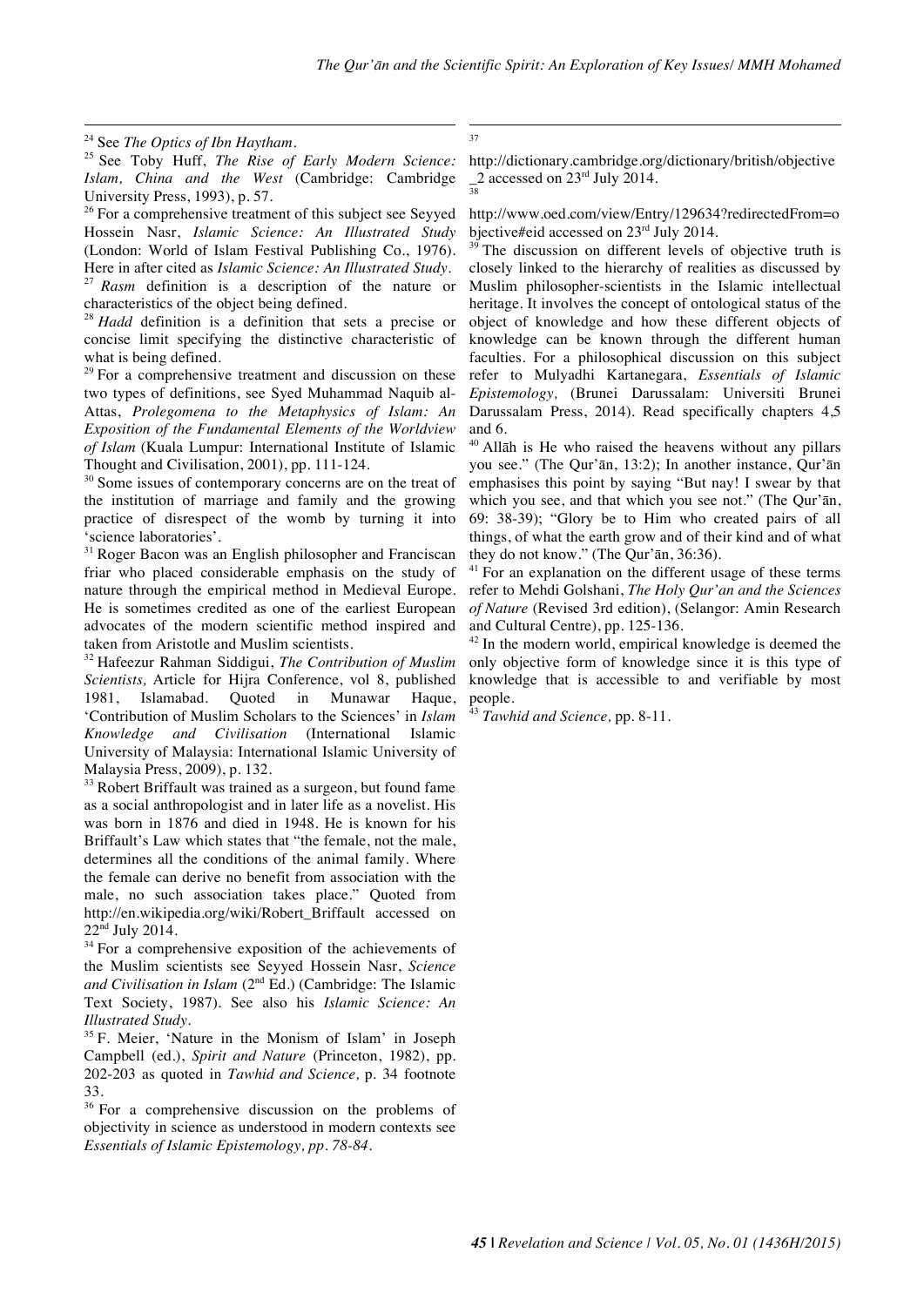[24] See *The Optics of Ibn Haytham*.

[25] See Toby Huff, *The Rise of Early Modern Science: Islam, China and the West* (Cambridge: Cambridge University Press, 1993), p. 57.

[26] For a comprehensive treatment of this subject see Seyyed Hossein Nasr, *Islamic Science: An Illustrated Study* (London: World of Islam Festival Publishing Co., 1976). Here in after cited as *Islamic Science: An Illustrated Study*.

[27] *Rasm* definition is a description of the nature or characteristics of the object being defined.

[28] *Hadd* definition is a definition that sets a precise or concise limit specifying the distinctive characteristic of what is being defined.

[29] For a comprehensive treatment and discussion on these two types of definitions, see Syed Muhammad Naquib al-Attas, *Prolegomena to the Metaphysics of Islam: An Exposition of the Fundamental Elements of the Worldview of Islam* (Kuala Lumpur: International Institute of Islamic Thought and Civilisation, 2001), pp. 111-124.

[30] Some issues of contemporary concerns are on the treat of the institution of marriage and family and the growing practice of disrespect of the womb by turning it into 'science laboratories'.

[31] Roger Bacon was an English philosopher and Franciscan friar who placed considerable emphasis on the study of nature through the empirical method in Medieval Europe. He is sometimes credited as one of the earliest European advocates of the modern scientific method inspired and taken from Aristotle and Muslim scientists.

[32] Hafeezur Rahman Siddigui, *The Contribution of Muslim Scientists,* Article for Hijra Conference, vol 8, published 1981, Islamabad. Quoted in Munawar Haque, 'Contribution of Muslim Scholars to the Sciences' in *Islam Knowledge and Civilisation* (International Islamic University of Malaysia: International Islamic University of Malaysia Press, 2009), p. 132.

[33] Robert Briffault was trained as a surgeon, but found fame as a social anthropologist and in later life as a novelist. His was born in 1876 and died in 1948. He is known for his Briffault's Law which states that "the female, not the male, determines all the conditions of the animal family. Where the female can derive no benefit from association with the male, no such association takes place." Quoted from http://en.wikipedia.org/wiki/Robert_Briffault accessed on 22nd July 2014.

[34] For a comprehensive exposition of the achievements of the Muslim scientists see Seyyed Hossein Nasr, *Science and Civilisation in Islam* (2nd Ed.) (Cambridge: The Islamic Text Society, 1987). See also his *Islamic Science: An Illustrated Study*.

[35] F. Meier, 'Nature in the Monism of Islam' in Joseph Campbell (ed.), *Spirit and Nature* (Princeton, 1982), pp. 202-203 as quoted in *Tawhid and Science,* p. 34 footnote 33.

[36] For a comprehensive discussion on the problems of objectivity in science as understood in modern contexts see *Essentials of Islamic Epistemology, pp. 78-84.*

[37] http://dictionary.cambridge.org/dictionary/british/objective_2 accessed on 23rd July 2014.

[38] http://www.oed.com/view/Entry/129634?redirectedFrom=objective#eid accessed on 23rd July 2014.

[39] The discussion on different levels of objective truth is closely linked to the hierarchy of realities as discussed by Muslim philosopher-scientists in the Islamic intellectual heritage. It involves the concept of ontological status of the object of knowledge and how these different objects of knowledge can be known through the different human faculties. For a philosophical discussion on this subject refer to Mulyadhi Kartanegara, *Essentials of Islamic Epistemology,* (Brunei Darussalam: Universiti Brunei Darussalam Press, 2014). Read specifically chapters 4,5 and 6.

[40] Allāh is He who raised the heavens without any pillars you see." (The Qur'ān, 13:2); In another instance, Qur'ān emphasises this point by saying "But nay! I swear by that which you see, and that which you see not." (The Qur'ān, 69: 38-39); "Glory be to Him who created pairs of all things, of what the earth grow and of their kind and of what they do not know." (The Qur'ān, 36:36).

[41] For an explanation on the different usage of these terms refer to Mehdi Golshani, *The Holy Qur'an and the Sciences of Nature* (Revised 3rd edition), (Selangor: Amin Research and Cultural Centre), pp. 125-136.

[42] In the modern world, empirical knowledge is deemed the only objective form of knowledge since it is this type of knowledge that is accessible to and verifiable by most people.

[43] *Tawhid and Science*, pp. 8-11.